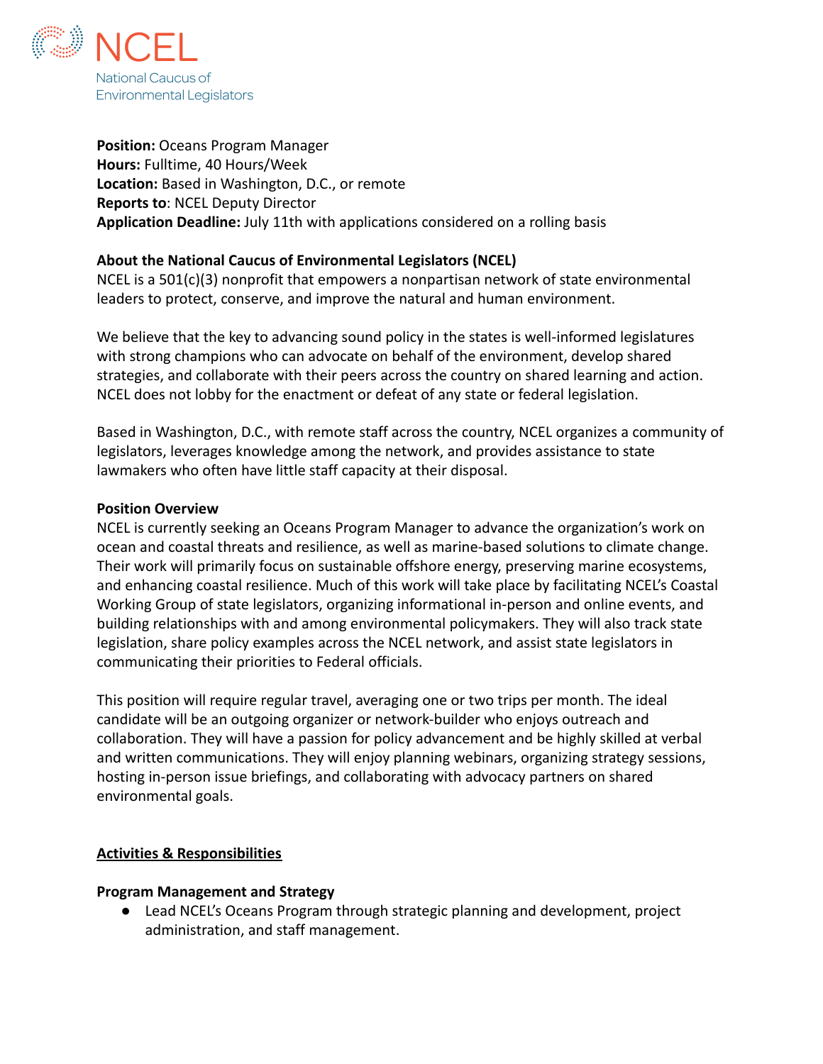NCEL

National Caucus of Environmental Legislators

**Position:** Oceans Program Manager
**Hours:** Fulltime, 40 Hours/Week
**Location:** Based in Washington, D.C., or remote
**Reports to**: NCEL Deputy Director
**Application Deadline:** July 11th with applications considered on a rolling basis

**About the National Caucus of Environmental Legislators (NCEL)**

NCEL is a 501(c)(3) nonprofit that empowers a nonpartisan network of state environmental leaders to protect, conserve, and improve the natural and human environment.

We believe that the key to advancing sound policy in the states is well-informed legislatures with strong champions who can advocate on behalf of the environment, develop shared strategies, and collaborate with their peers across the country on shared learning and action. NCEL does not lobby for the enactment or defeat of any state or federal legislation.

Based in Washington, D.C., with remote staff across the country, NCEL organizes a community of legislators, leverages knowledge among the network, and provides assistance to state lawmakers who often have little staff capacity at their disposal.

**Position Overview**

NCEL is currently seeking an Oceans Program Manager to advance the organization's work on ocean and coastal threats and resilience, as well as marine-based solutions to climate change. Their work will primarily focus on sustainable offshore energy, preserving marine ecosystems, and enhancing coastal resilience. Much of this work will take place by facilitating NCEL's Coastal Working Group of state legislators, organizing informational in-person and online events, and building relationships with and among environmental policymakers. They will also track state legislation, share policy examples across the NCEL network, and assist state legislators in communicating their priorities to Federal officials.

This position will require regular travel, averaging one or two trips per month. The ideal candidate will be an outgoing organizer or network-builder who enjoys outreach and collaboration. They will have a passion for policy advancement and be highly skilled at verbal and written communications. They will enjoy planning webinars, organizing strategy sessions, hosting in-person issue briefings, and collaborating with advocacy partners on shared environmental goals.

## Activities & Responsibilities

**Program Management and Strategy**

- Lead NCEL's Oceans Program through strategic planning and development, project administration, and staff management.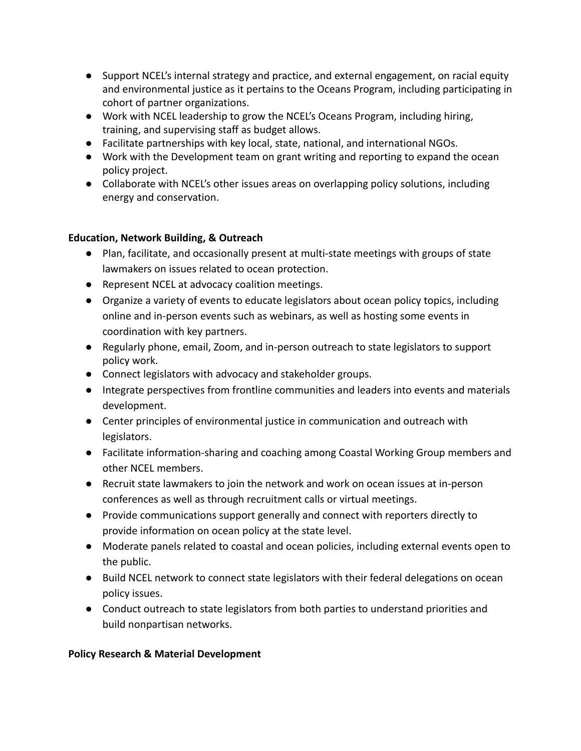- Support NCEL's internal strategy and practice, and external engagement, on racial equity and environmental justice as it pertains to the Oceans Program, including participating in cohort of partner organizations.
- Work with NCEL leadership to grow the NCEL's Oceans Program, including hiring, training, and supervising staff as budget allows.
- Facilitate partnerships with key local, state, national, and international NGOs.
- Work with the Development team on grant writing and reporting to expand the ocean policy project.
- Collaborate with NCEL's other issues areas on overlapping policy solutions, including energy and conservation.

**Education, Network Building, & Outreach**

- Plan, facilitate, and occasionally present at multi-state meetings with groups of state lawmakers on issues related to ocean protection.
- Represent NCEL at advocacy coalition meetings.
- Organize a variety of events to educate legislators about ocean policy topics, including online and in-person events such as webinars, as well as hosting some events in coordination with key partners.
- Regularly phone, email, Zoom, and in-person outreach to state legislators to support policy work.
- Connect legislators with advocacy and stakeholder groups.
- Integrate perspectives from frontline communities and leaders into events and materials development.
- Center principles of environmental justice in communication and outreach with legislators.
- Facilitate information-sharing and coaching among Coastal Working Group members and other NCEL members.
- Recruit state lawmakers to join the network and work on ocean issues at in-person conferences as well as through recruitment calls or virtual meetings.
- Provide communications support generally and connect with reporters directly to provide information on ocean policy at the state level.
- Moderate panels related to coastal and ocean policies, including external events open to the public.
- Build NCEL network to connect state legislators with their federal delegations on ocean policy issues.
- Conduct outreach to state legislators from both parties to understand priorities and build nonpartisan networks.

**Policy Research & Material Development**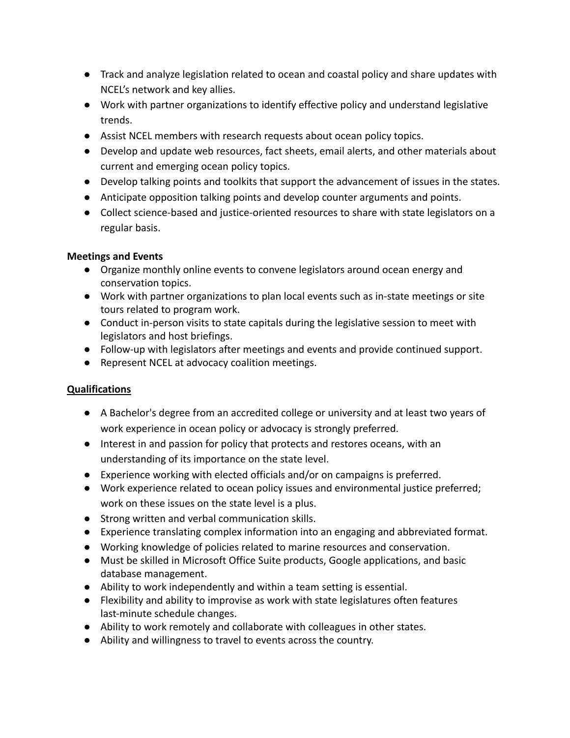- Track and analyze legislation related to ocean and coastal policy and share updates with NCEL's network and key allies.
- Work with partner organizations to identify effective policy and understand legislative trends.
- Assist NCEL members with research requests about ocean policy topics.
- Develop and update web resources, fact sheets, email alerts, and other materials about current and emerging ocean policy topics.
- Develop talking points and toolkits that support the advancement of issues in the states.
- Anticipate opposition talking points and develop counter arguments and points.
- Collect science-based and justice-oriented resources to share with state legislators on a regular basis.

**Meetings and Events**

- Organize monthly online events to convene legislators around ocean energy and conservation topics.
- Work with partner organizations to plan local events such as in-state meetings or site tours related to program work.
- Conduct in-person visits to state capitals during the legislative session to meet with legislators and host briefings.
- Follow-up with legislators after meetings and events and provide continued support.
- Represent NCEL at advocacy coalition meetings.

## Qualifications

- A Bachelor's degree from an accredited college or university and at least two years of work experience in ocean policy or advocacy is strongly preferred.
- Interest in and passion for policy that protects and restores oceans, with an understanding of its importance on the state level.
- Experience working with elected officials and/or on campaigns is preferred.
- Work experience related to ocean policy issues and environmental justice preferred; work on these issues on the state level is a plus.
- Strong written and verbal communication skills.
- Experience translating complex information into an engaging and abbreviated format.
- Working knowledge of policies related to marine resources and conservation.
- Must be skilled in Microsoft Office Suite products, Google applications, and basic database management.
- Ability to work independently and within a team setting is essential.
- Flexibility and ability to improvise as work with state legislatures often features last-minute schedule changes.
- Ability to work remotely and collaborate with colleagues in other states.
- Ability and willingness to travel to events across the country.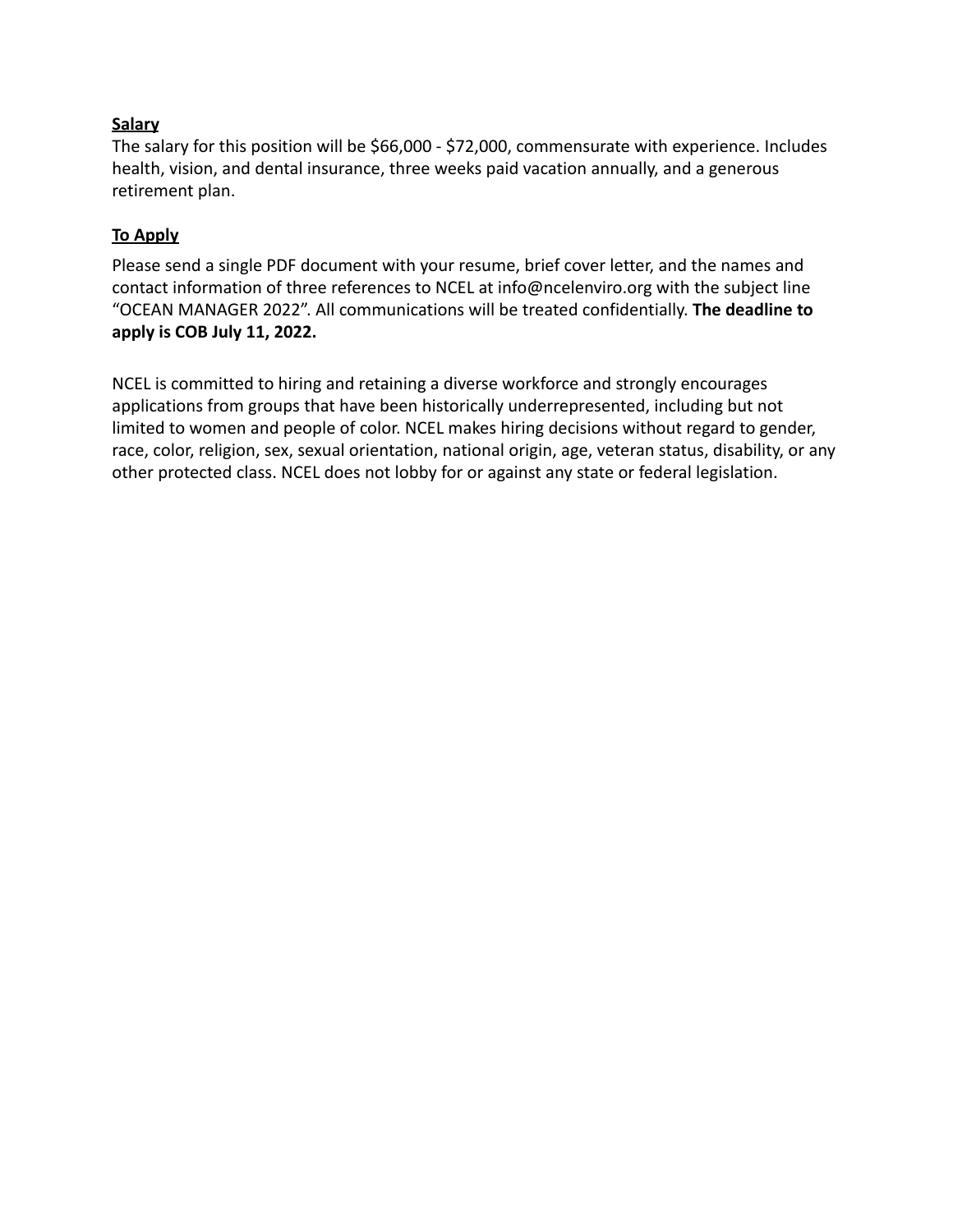**<u>Salary</u>**

The salary for this position will be $66,000 - $72,000, commensurate with experience. Includes health, vision, and dental insurance, three weeks paid vacation annually, and a generous retirement plan.

**<u>To Apply</u>**

Please send a single PDF document with your resume, brief cover letter, and the names and contact information of three references to NCEL at info@ncelenviro.org with the subject line "OCEAN MANAGER 2022". All communications will be treated confidentially. **The deadline to apply is COB July 11, 2022.**

NCEL is committed to hiring and retaining a diverse workforce and strongly encourages applications from groups that have been historically underrepresented, including but not limited to women and people of color. NCEL makes hiring decisions without regard to gender, race, color, religion, sex, sexual orientation, national origin, age, veteran status, disability, or any other protected class. NCEL does not lobby for or against any state or federal legislation.